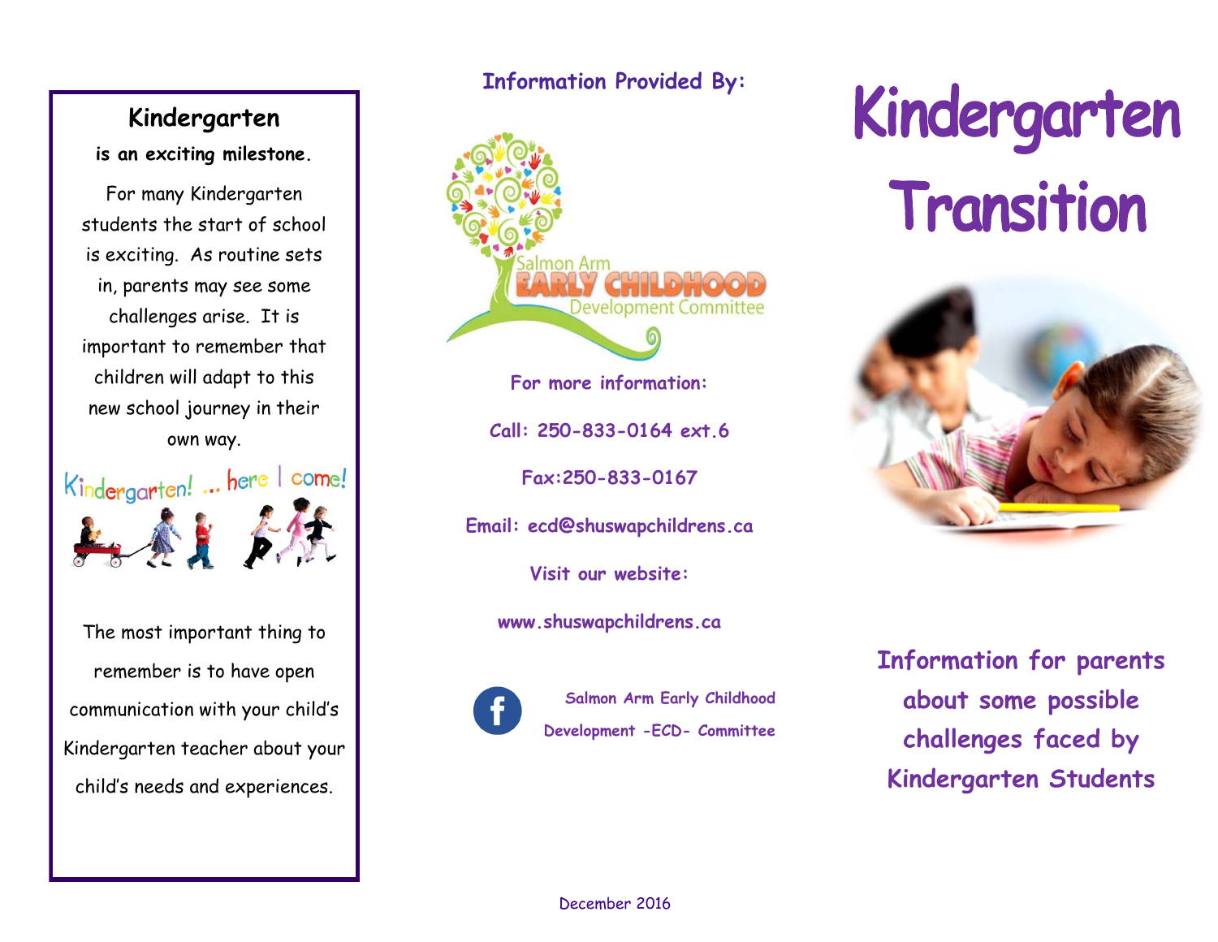## Kindergarten

**is an exciting milestone.**

For many Kindergarten students the start of school is exciting. As routine sets in, parents may see some challenges arise. It is important to remember that children will adapt to this new school journey in their own way.

Kindergarten! ... here I come!

The most important thing to remember is to have open communication with your child's Kindergarten teacher about your child's needs and experiences.

**Information Provided By:**

Salmon Arm EARLY CHILDHOOD Development Committee

**For more information:**

**Call: 250-833-0164 ext.6**

**Fax:250-833-0167**

**Email: ecd@shuswapchildrens.ca**

**Visit our website:**

**www.shuswapchildrens.ca**

**Salmon Arm Early Childhood Development -ECD- Committee**

December 2016

# Kindergarten Transition

**Information for parents about some possible challenges faced by Kindergarten Students**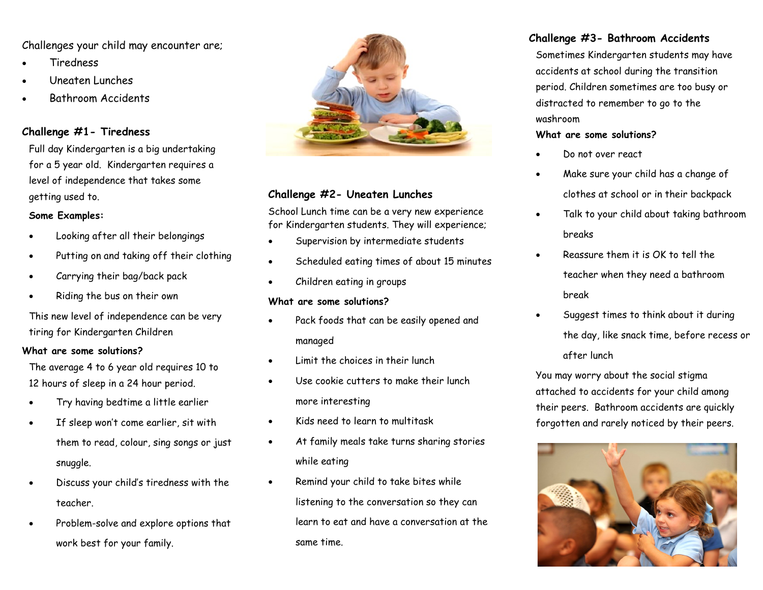Challenges your child may encounter are;

- Tiredness
- Uneaten Lunches
- Bathroom Accidents

### Challenge #1- Tiredness

Full day Kindergarten is a big undertaking for a 5 year old. Kindergarten requires a level of independence that takes some getting used to.

**Some Examples:**

- Looking after all their belongings
- Putting on and taking off their clothing
- Carrying their bag/back pack
- Riding the bus on their own

This new level of independence can be very tiring for Kindergarten Children

**What are some solutions?**

The average 4 to 6 year old requires 10 to 12 hours of sleep in a 24 hour period.

- Try having bedtime a little earlier
- If sleep won't come earlier, sit with them to read, colour, sing songs or just snuggle.
- Discuss your child's tiredness with the teacher.
- Problem-solve and explore options that work best for your family.

### Challenge #2- Uneaten Lunches

School Lunch time can be a very new experience for Kindergarten students. They will experience;

- Supervision by intermediate students
- Scheduled eating times of about 15 minutes
- Children eating in groups

**What are some solutions?**

- Pack foods that can be easily opened and managed
- Limit the choices in their lunch
- Use cookie cutters to make their lunch more interesting
- Kids need to learn to multitask
- At family meals take turns sharing stories while eating
- Remind your child to take bites while listening to the conversation so they can learn to eat and have a conversation at the same time.

### Challenge #3- Bathroom Accidents

Sometimes Kindergarten students may have accidents at school during the transition period. Children sometimes are too busy or distracted to remember to go to the washroom

**What are some solutions?**

- Do not over react
- Make sure your child has a change of clothes at school or in their backpack
- Talk to your child about taking bathroom breaks
- Reassure them it is OK to tell the teacher when they need a bathroom break
- Suggest times to think about it during the day, like snack time, before recess or after lunch

You may worry about the social stigma attached to accidents for your child among their peers. Bathroom accidents are quickly forgotten and rarely noticed by their peers.